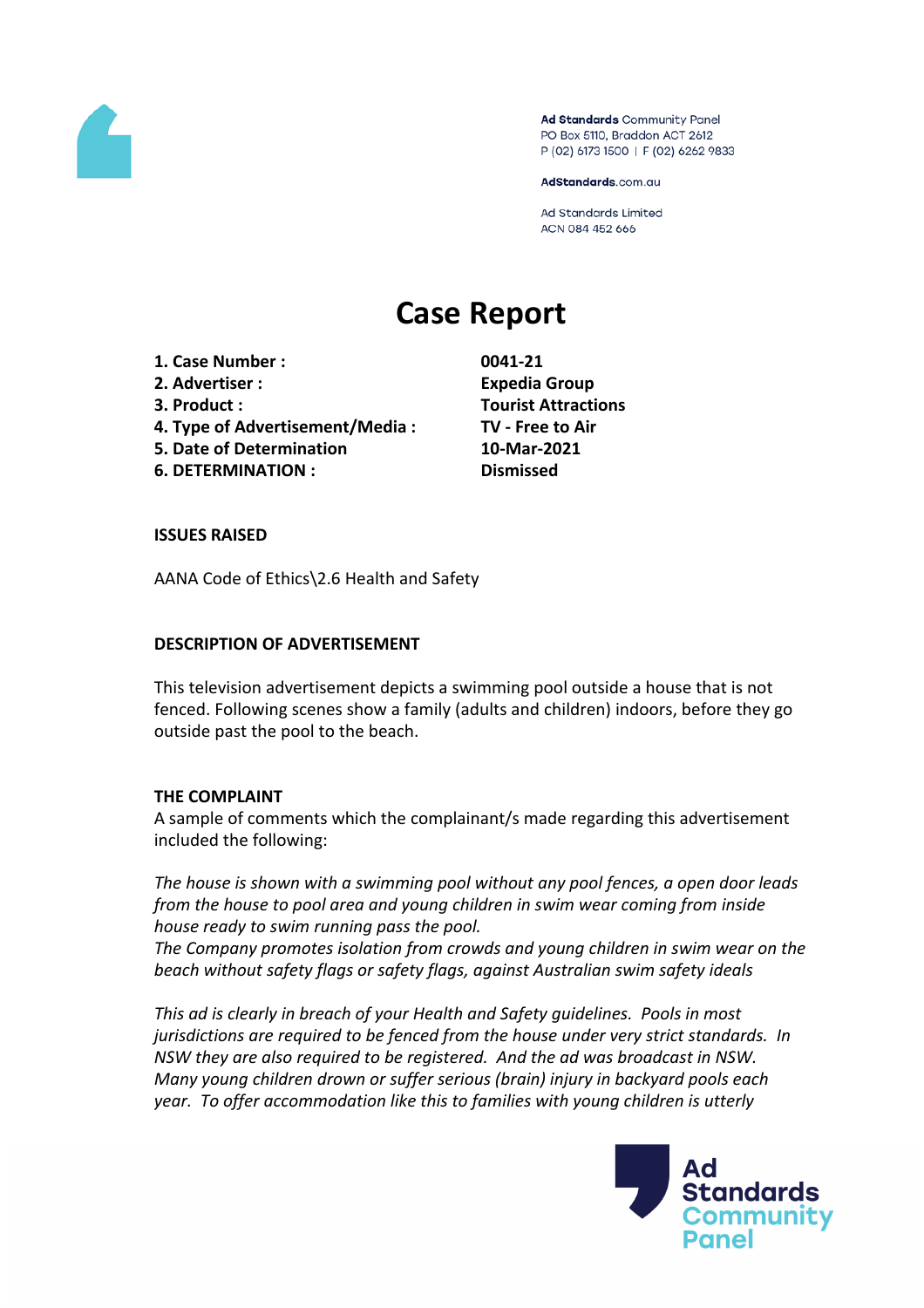Ad Standards Community Panel
PO Box 5110, Braddon ACT 2612
P (02) 6173 1500 | F (02) 6262 9833

AdStandards.com.au

Ad Standards Limited
ACN 084 452 666

# Case Report

| | |
|---|---|
| **1. Case Number :** | **0041-21** |
| **2. Advertiser :** | **Expedia Group** |
| **3. Product :** | **Tourist Attractions** |
| **4. Type of Advertisement/Media :** | **TV - Free to Air** |
| **5. Date of Determination** | **10-Mar-2021** |
| **6. DETERMINATION :** | **Dismissed** |

**ISSUES RAISED**

AANA Code of Ethics\2.6 Health and Safety

**DESCRIPTION OF ADVERTISEMENT**

This television advertisement depicts a swimming pool outside a house that is not fenced. Following scenes show a family (adults and children) indoors, before they go outside past the pool to the beach.

**THE COMPLAINT**

A sample of comments which the complainant/s made regarding this advertisement included the following:

*The house is shown with a swimming pool without any pool fences, a open door leads from the house to pool area and young children in swim wear coming from inside house ready to swim running pass the pool.*
*The Company promotes isolation from crowds and young children in swim wear on the beach without safety flags or safety flags, against Australian swim safety ideals*

*This ad is clearly in breach of your Health and Safety guidelines. Pools in most jurisdictions are required to be fenced from the house under very strict standards. In NSW they are also required to be registered. And the ad was broadcast in NSW. Many young children drown or suffer serious (brain) injury in backyard pools each year. To offer accommodation like this to families with young children is utterly*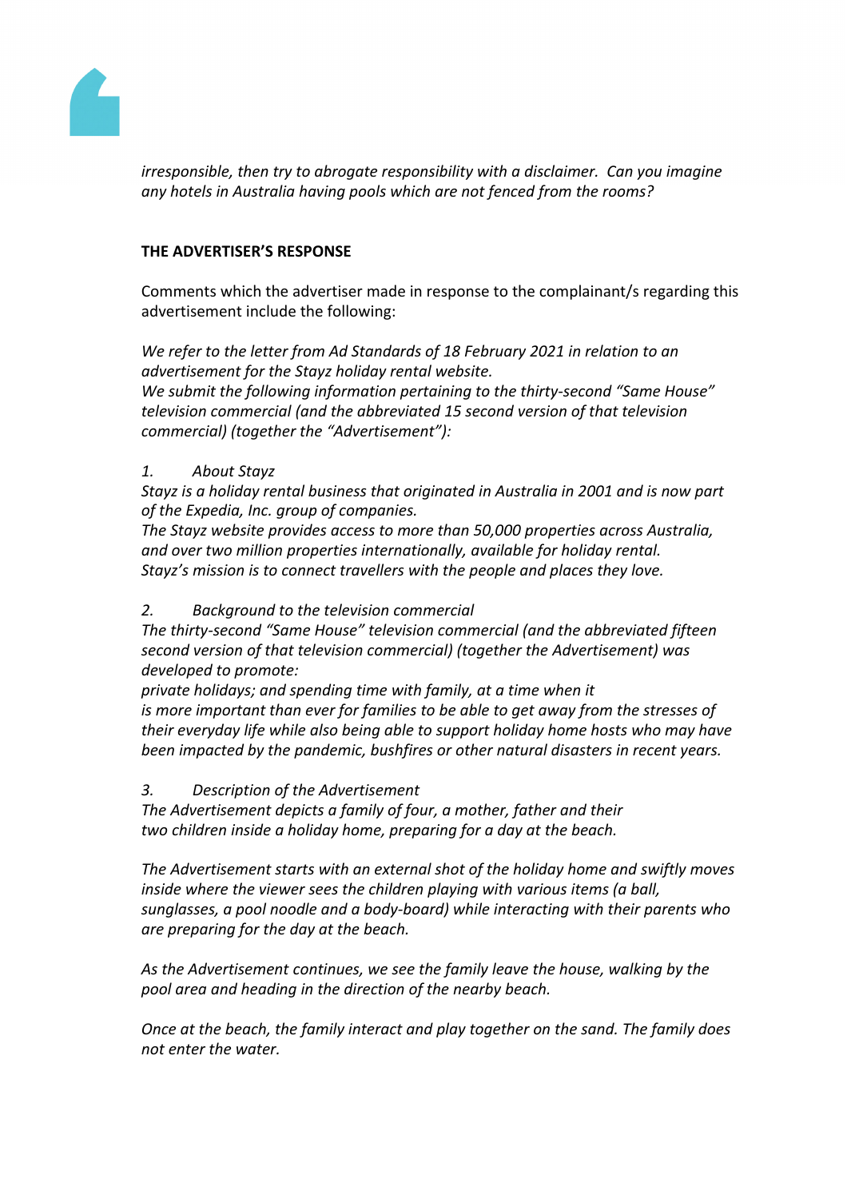*irresponsible, then try to abrogate responsibility with a disclaimer. Can you imagine any hotels in Australia having pools which are not fenced from the rooms?*

**THE ADVERTISER'S RESPONSE**

Comments which the advertiser made in response to the complainant/s regarding this advertisement include the following:

*We refer to the letter from Ad Standards of 18 February 2021 in relation to an advertisement for the Stayz holiday rental website.*
*We submit the following information pertaining to the thirty-second "Same House" television commercial (and the abbreviated 15 second version of that television commercial) (together the "Advertisement"):*

*1. About Stayz*
*Stayz is a holiday rental business that originated in Australia in 2001 and is now part of the Expedia, Inc. group of companies.*
*The Stayz website provides access to more than 50,000 properties across Australia, and over two million properties internationally, available for holiday rental.*
*Stayz's mission is to connect travellers with the people and places they love.*

*2. Background to the television commercial*
*The thirty-second "Same House" television commercial (and the abbreviated fifteen second version of that television commercial) (together the Advertisement) was developed to promote:*
*private holidays; and spending time with family, at a time when it is more important than ever for families to be able to get away from the stresses of their everyday life while also being able to support holiday home hosts who may have been impacted by the pandemic, bushfires or other natural disasters in recent years.*

*3. Description of the Advertisement*
*The Advertisement depicts a family of four, a mother, father and their two children inside a holiday home, preparing for a day at the beach.*

*The Advertisement starts with an external shot of the holiday home and swiftly moves inside where the viewer sees the children playing with various items (a ball, sunglasses, a pool noodle and a body-board) while interacting with their parents who are preparing for the day at the beach.*

*As the Advertisement continues, we see the family leave the house, walking by the pool area and heading in the direction of the nearby beach.*

*Once at the beach, the family interact and play together on the sand. The family does not enter the water.*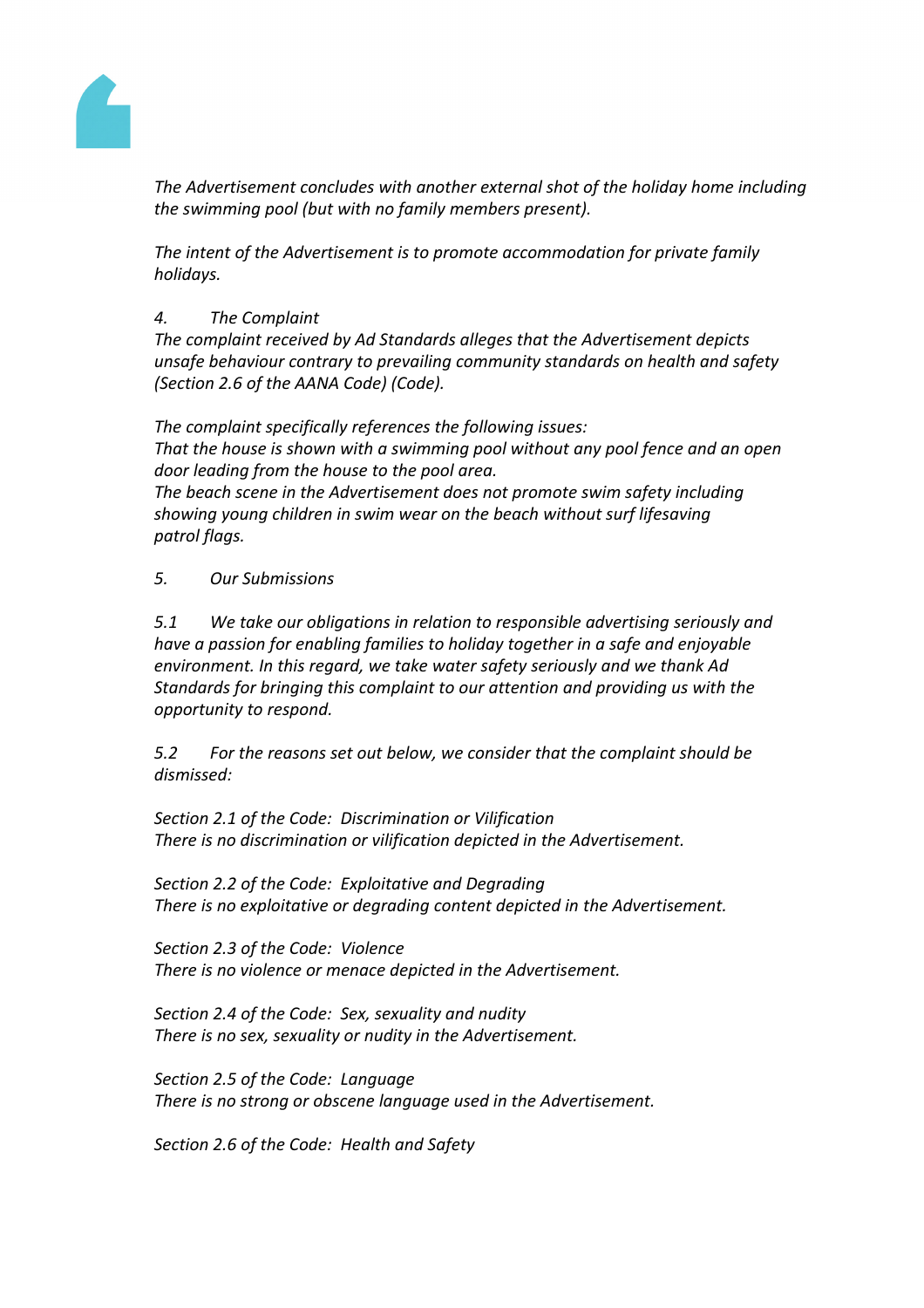*The Advertisement concludes with another external shot of the holiday home including the swimming pool (but with no family members present).*

*The intent of the Advertisement is to promote accommodation for private family holidays.*

*4. The Complaint*

*The complaint received by Ad Standards alleges that the Advertisement depicts unsafe behaviour contrary to prevailing community standards on health and safety (Section 2.6 of the AANA Code) (Code).*

*The complaint specifically references the following issues:*
*That the house is shown with a swimming pool without any pool fence and an open door leading from the house to the pool area.*
*The beach scene in the Advertisement does not promote swim safety including showing young children in swim wear on the beach without surf lifesaving patrol flags.*

*5. Our Submissions*

*5.1 We take our obligations in relation to responsible advertising seriously and have a passion for enabling families to holiday together in a safe and enjoyable environment. In this regard, we take water safety seriously and we thank Ad Standards for bringing this complaint to our attention and providing us with the opportunity to respond.*

*5.2 For the reasons set out below, we consider that the complaint should be dismissed:*

*Section 2.1 of the Code: Discrimination or Vilification*
*There is no discrimination or vilification depicted in the Advertisement.*

*Section 2.2 of the Code: Exploitative and Degrading*
*There is no exploitative or degrading content depicted in the Advertisement.*

*Section 2.3 of the Code: Violence*
*There is no violence or menace depicted in the Advertisement.*

*Section 2.4 of the Code: Sex, sexuality and nudity*
*There is no sex, sexuality or nudity in the Advertisement.*

*Section 2.5 of the Code: Language*
*There is no strong or obscene language used in the Advertisement.*

*Section 2.6 of the Code: Health and Safety*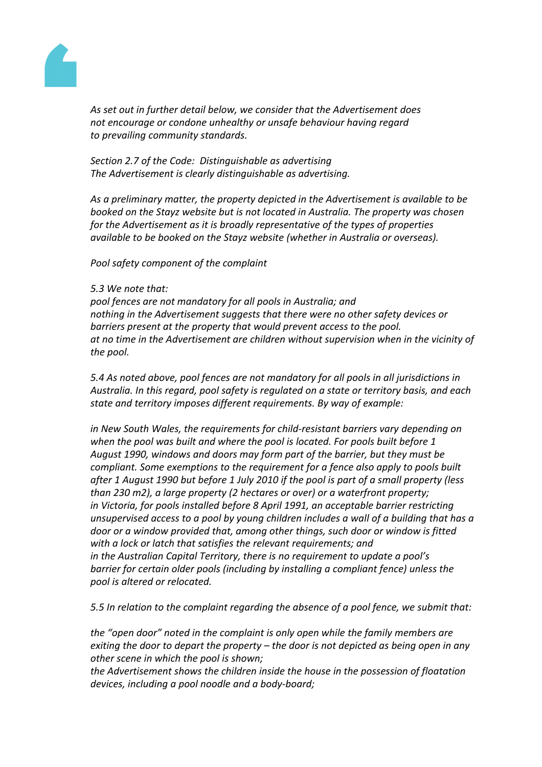*As set out in further detail below, we consider that the Advertisement does not encourage or condone unhealthy or unsafe behaviour having regard to prevailing community standards.*

*Section 2.7 of the Code: Distinguishable as advertising*
*The Advertisement is clearly distinguishable as advertising.*

*As a preliminary matter, the property depicted in the Advertisement is available to be booked on the Stayz website but is not located in Australia. The property was chosen for the Advertisement as it is broadly representative of the types of properties available to be booked on the Stayz website (whether in Australia or overseas).*

*Pool safety component of the complaint*

*5.3 We note that:*
*pool fences are not mandatory for all pools in Australia; and*
*nothing in the Advertisement suggests that there were no other safety devices or barriers present at the property that would prevent access to the pool.*
*at no time in the Advertisement are children without supervision when in the vicinity of the pool.*

*5.4 As noted above, pool fences are not mandatory for all pools in all jurisdictions in Australia. In this regard, pool safety is regulated on a state or territory basis, and each state and territory imposes different requirements. By way of example:*

*in New South Wales, the requirements for child-resistant barriers vary depending on when the pool was built and where the pool is located. For pools built before 1 August 1990, windows and doors may form part of the barrier, but they must be compliant. Some exemptions to the requirement for a fence also apply to pools built after 1 August 1990 but before 1 July 2010 if the pool is part of a small property (less than 230 m2), a large property (2 hectares or over) or a waterfront property;*
*in Victoria, for pools installed before 8 April 1991, an acceptable barrier restricting unsupervised access to a pool by young children includes a wall of a building that has a door or a window provided that, among other things, such door or window is fitted with a lock or latch that satisfies the relevant requirements; and*
*in the Australian Capital Territory, there is no requirement to update a pool's barrier for certain older pools (including by installing a compliant fence) unless the pool is altered or relocated.*

*5.5 In relation to the complaint regarding the absence of a pool fence, we submit that:*

*the "open door" noted in the complaint is only open while the family members are exiting the door to depart the property – the door is not depicted as being open in any other scene in which the pool is shown;*
*the Advertisement shows the children inside the house in the possession of floatation devices, including a pool noodle and a body-board;*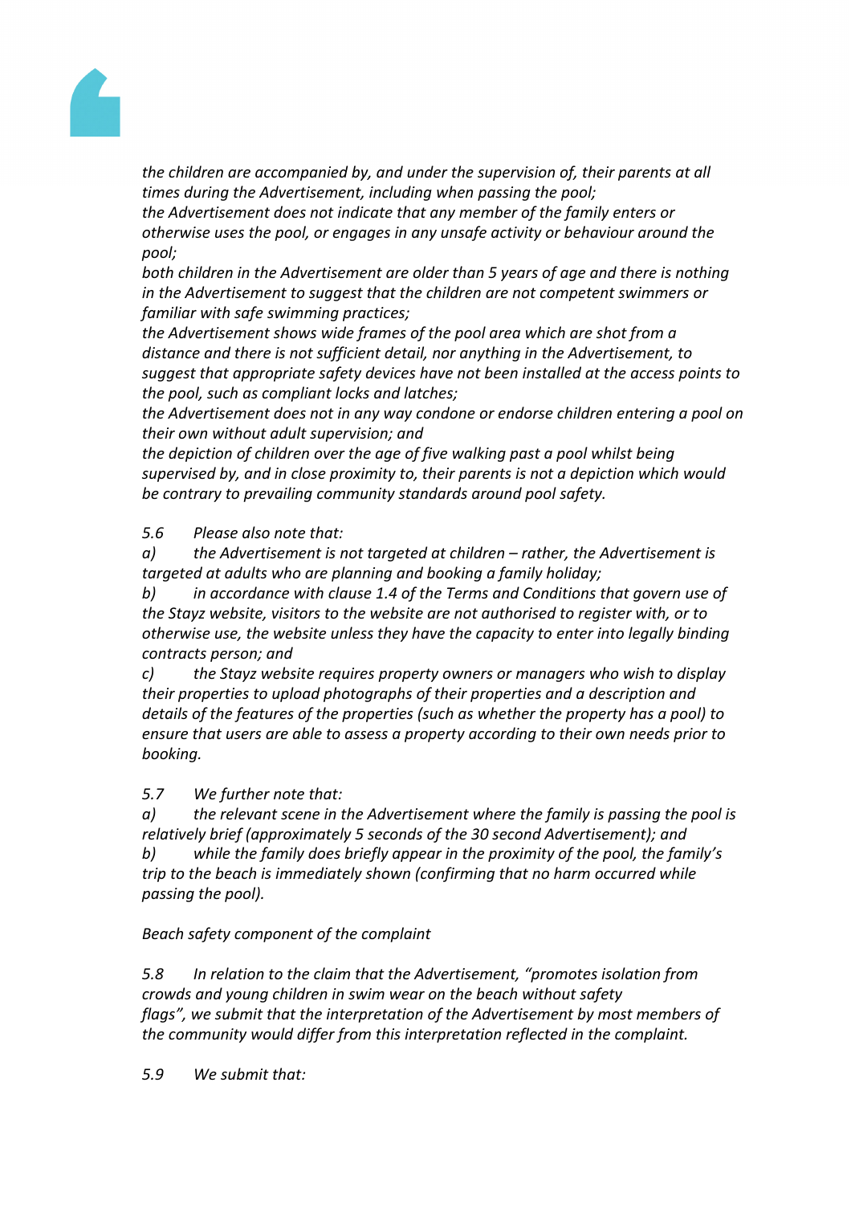*the children are accompanied by, and under the supervision of, their parents at all times during the Advertisement, including when passing the pool;*

*the Advertisement does not indicate that any member of the family enters or otherwise uses the pool, or engages in any unsafe activity or behaviour around the pool;*

*both children in the Advertisement are older than 5 years of age and there is nothing in the Advertisement to suggest that the children are not competent swimmers or familiar with safe swimming practices;*

*the Advertisement shows wide frames of the pool area which are shot from a distance and there is not sufficient detail, nor anything in the Advertisement, to suggest that appropriate safety devices have not been installed at the access points to the pool, such as compliant locks and latches;*

*the Advertisement does not in any way condone or endorse children entering a pool on their own without adult supervision; and*

*the depiction of children over the age of five walking past a pool whilst being supervised by, and in close proximity to, their parents is not a depiction which would be contrary to prevailing community standards around pool safety.*

*5.6 Please also note that:*

*a) the Advertisement is not targeted at children – rather, the Advertisement is targeted at adults who are planning and booking a family holiday;*

*b) in accordance with clause 1.4 of the Terms and Conditions that govern use of the Stayz website, visitors to the website are not authorised to register with, or to otherwise use, the website unless they have the capacity to enter into legally binding contracts person; and*

*c) the Stayz website requires property owners or managers who wish to display their properties to upload photographs of their properties and a description and details of the features of the properties (such as whether the property has a pool) to ensure that users are able to assess a property according to their own needs prior to booking.*

*5.7 We further note that:*

*a) the relevant scene in the Advertisement where the family is passing the pool is relatively brief (approximately 5 seconds of the 30 second Advertisement); and*

*b) while the family does briefly appear in the proximity of the pool, the family's trip to the beach is immediately shown (confirming that no harm occurred while passing the pool).*

*Beach safety component of the complaint*

*5.8 In relation to the claim that the Advertisement, "promotes isolation from crowds and young children in swim wear on the beach without safety flags", we submit that the interpretation of the Advertisement by most members of the community would differ from this interpretation reflected in the complaint.*

*5.9 We submit that:*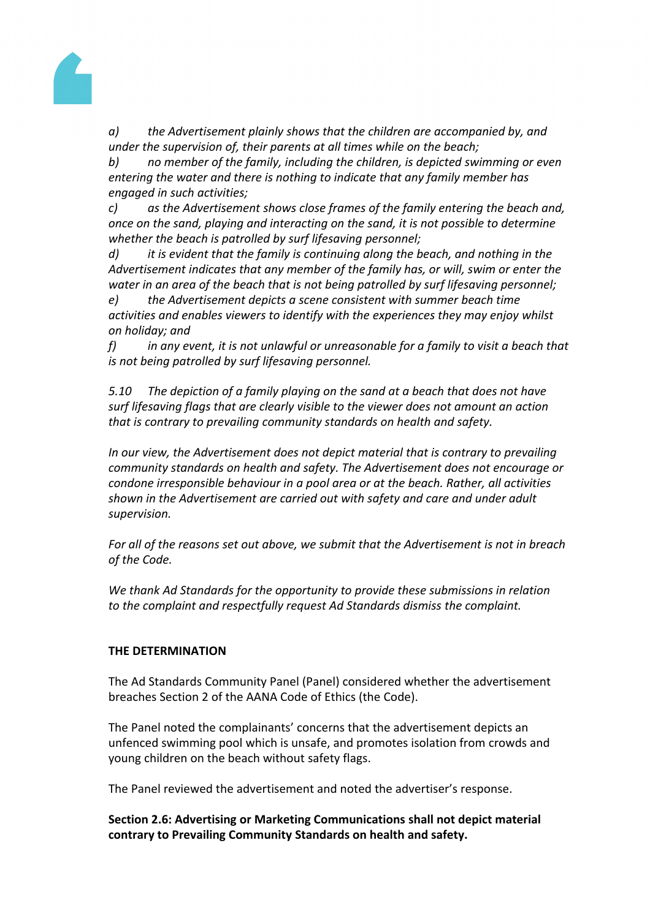*a) the Advertisement plainly shows that the children are accompanied by, and under the supervision of, their parents at all times while on the beach;*

*b) no member of the family, including the children, is depicted swimming or even entering the water and there is nothing to indicate that any family member has engaged in such activities;*

*c) as the Advertisement shows close frames of the family entering the beach and, once on the sand, playing and interacting on the sand, it is not possible to determine whether the beach is patrolled by surf lifesaving personnel;*

*d) it is evident that the family is continuing along the beach, and nothing in the Advertisement indicates that any member of the family has, or will, swim or enter the water in an area of the beach that is not being patrolled by surf lifesaving personnel;*

*e) the Advertisement depicts a scene consistent with summer beach time activities and enables viewers to identify with the experiences they may enjoy whilst on holiday; and*

*f) in any event, it is not unlawful or unreasonable for a family to visit a beach that is not being patrolled by surf lifesaving personnel.*

*5.10 The depiction of a family playing on the sand at a beach that does not have surf lifesaving flags that are clearly visible to the viewer does not amount an action that is contrary to prevailing community standards on health and safety.*

*In our view, the Advertisement does not depict material that is contrary to prevailing community standards on health and safety. The Advertisement does not encourage or condone irresponsible behaviour in a pool area or at the beach. Rather, all activities shown in the Advertisement are carried out with safety and care and under adult supervision.*

*For all of the reasons set out above, we submit that the Advertisement is not in breach of the Code.*

*We thank Ad Standards for the opportunity to provide these submissions in relation to the complaint and respectfully request Ad Standards dismiss the complaint.*

**THE DETERMINATION**

The Ad Standards Community Panel (Panel) considered whether the advertisement breaches Section 2 of the AANA Code of Ethics (the Code).

The Panel noted the complainants' concerns that the advertisement depicts an unfenced swimming pool which is unsafe, and promotes isolation from crowds and young children on the beach without safety flags.

The Panel reviewed the advertisement and noted the advertiser's response.

**Section 2.6: Advertising or Marketing Communications shall not depict material contrary to Prevailing Community Standards on health and safety.**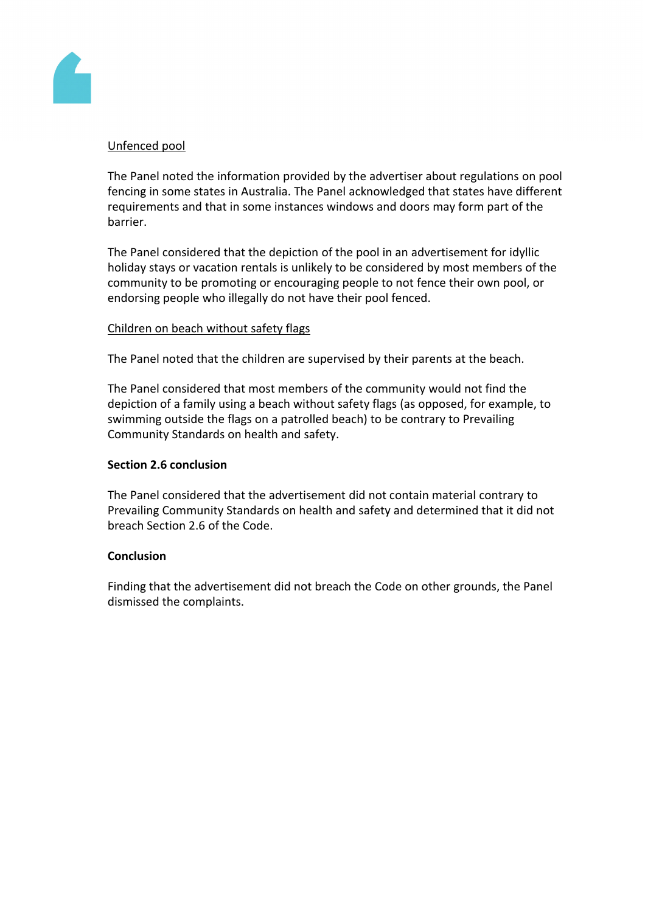Unfenced pool

The Panel noted the information provided by the advertiser about regulations on pool fencing in some states in Australia. The Panel acknowledged that states have different requirements and that in some instances windows and doors may form part of the barrier.

The Panel considered that the depiction of the pool in an advertisement for idyllic holiday stays or vacation rentals is unlikely to be considered by most members of the community to be promoting or encouraging people to not fence their own pool, or endorsing people who illegally do not have their pool fenced.

Children on beach without safety flags

The Panel noted that the children are supervised by their parents at the beach.

The Panel considered that most members of the community would not find the depiction of a family using a beach without safety flags (as opposed, for example, to swimming outside the flags on a patrolled beach) to be contrary to Prevailing Community Standards on health and safety.

**Section 2.6 conclusion**

The Panel considered that the advertisement did not contain material contrary to Prevailing Community Standards on health and safety and determined that it did not breach Section 2.6 of the Code.

**Conclusion**

Finding that the advertisement did not breach the Code on other grounds, the Panel dismissed the complaints.